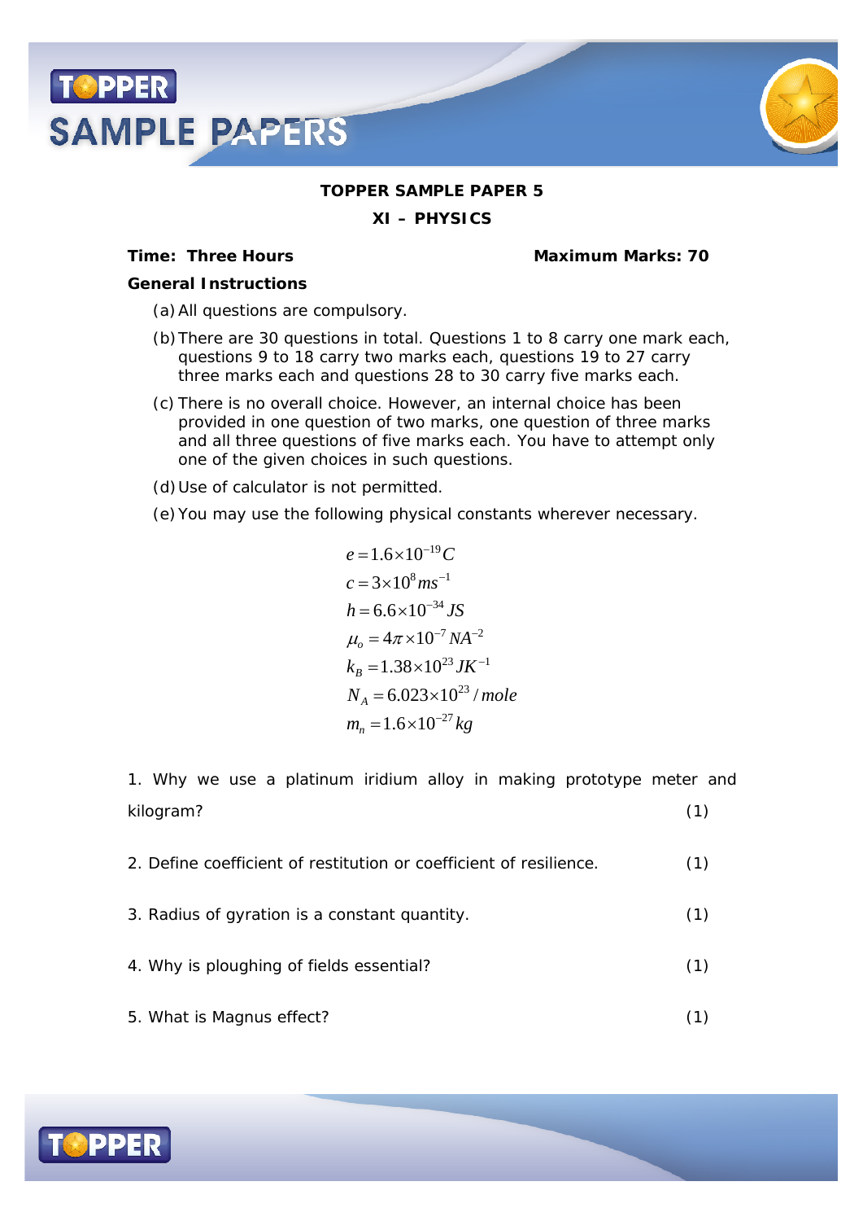**TOPPER SAMPLE PAPER 5**

**XI – PHYSICS**

**Time: Three Hours** **Maximum Marks: 70**

**General Instructions**

(a) All questions are compulsory.

(b) There are 30 questions in total. Questions 1 to 8 carry one mark each, questions 9 to 18 carry two marks each, questions 19 to 27 carry three marks each and questions 28 to 30 carry five marks each.

(c) There is no overall choice. However, an internal choice has been provided in one question of two marks, one question of three marks and all three questions of five marks each. You have to attempt only one of the given choices in such questions.

(d) Use of calculator is not permitted.

(e) You may use the following physical constants wherever necessary.

$$e = 1.6\times10^{-19}C$$
$$c = 3\times10^{8}ms^{-1}$$
$$h = 6.6\times10^{-34}JS$$
$$\mu_o = 4\pi\times10^{-7}NA^{-2}$$
$$k_B = 1.38\times10^{23}JK^{-1}$$
$$N_A = 6.023\times10^{23}/mole$$
$$m_n = 1.6\times10^{-27}kg$$

1. Why we use a platinum iridium alloy in making prototype meter and kilogram? (1)

2. Define coefficient of restitution or coefficient of resilience. (1)

3. Radius of gyration is a constant quantity. (1)

4. Why is ploughing of fields essential? (1)

5. What is Magnus effect? (1)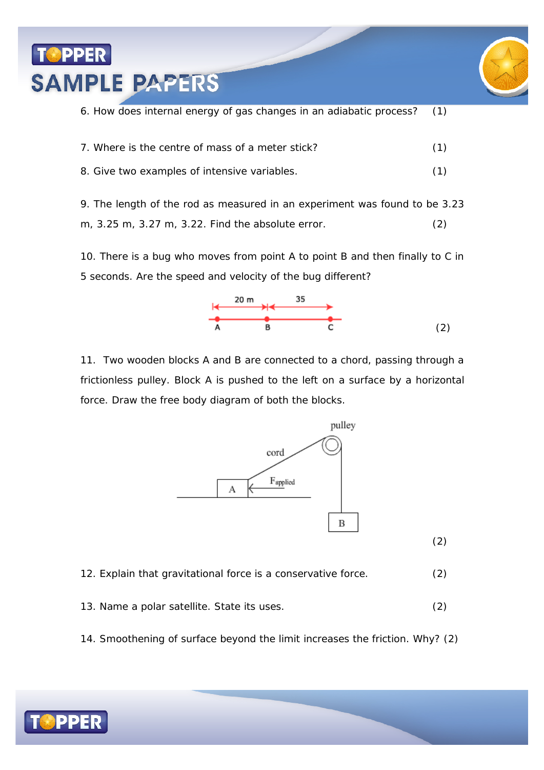6. How does internal energy of gas changes in an adiabatic process? (1)

7. Where is the centre of mass of a meter stick? (1)

8. Give two examples of intensive variables. (1)

9. The length of the rod as measured in an experiment was found to be 3.23 m, 3.25 m, 3.27 m, 3.22. Find the absolute error. (2)

10. There is a bug who moves from point A to point B and then finally to C in 5 seconds. Are the speed and velocity of the bug different?

20 m 35

A B C

(2)

11. Two wooden blocks A and B are connected to a chord, passing through a frictionless pulley. Block A is pushed to the left on a surface by a horizontal force. Draw the free body diagram of both the blocks.

pulley

cord

$F_{applied}$

A

B

(2)

12. Explain that gravitational force is a conservative force. (2)

13. Name a polar satellite. State its uses. (2)

14. Smoothening of surface beyond the limit increases the friction. Why? (2)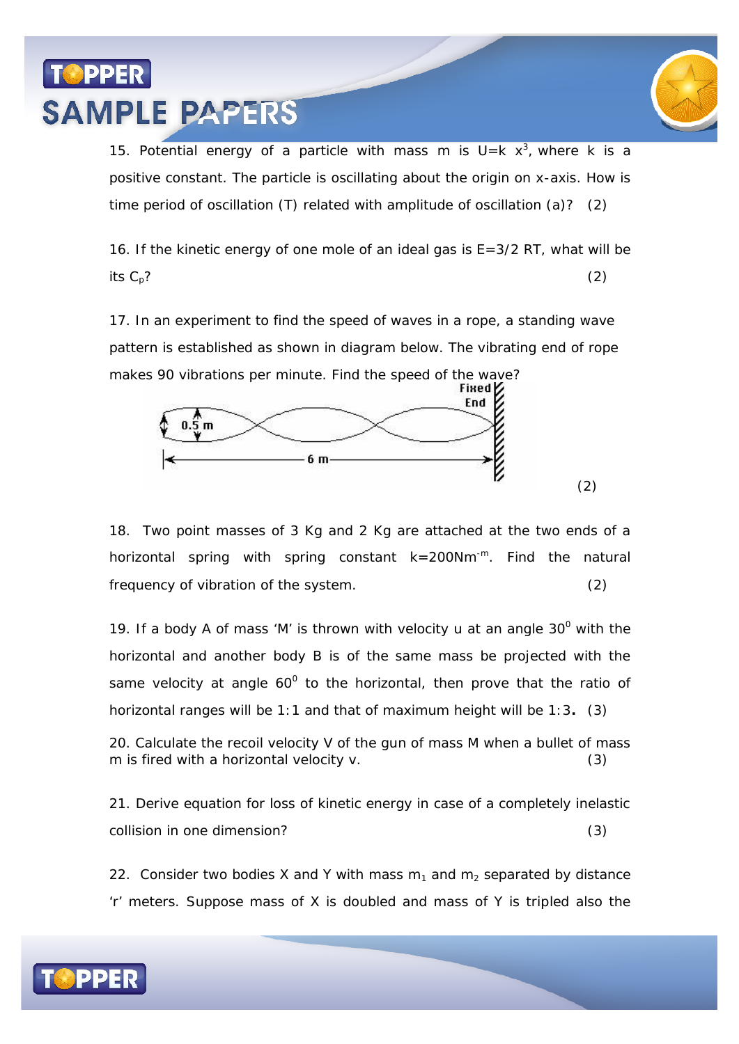15. Potential energy of a particle with mass m is $U=k\ x^3$, where k is a positive constant. The particle is oscillating about the origin on x-axis. How is time period of oscillation (T) related with amplitude of oscillation (a)? (2)

16. If the kinetic energy of one mole of an ideal gas is E=3/2 RT, what will be its $C_p$? (2)

17. In an experiment to find the speed of waves in a rope, a standing wave pattern is established as shown in diagram below. The vibrating end of rope makes 90 vibrations per minute. Find the speed of the wave?

Fixed End

0.5 m

6 m

(2)

18. Two point masses of 3 Kg and 2 Kg are attached at the two ends of a horizontal spring with spring constant $k=200Nm^{-m}$. Find the natural frequency of vibration of the system. (2)

19. If a body A of mass 'M' is thrown with velocity u at an angle $30^0$ with the horizontal and another body B is of the same mass be projected with the same velocity at angle $60^0$ to the horizontal, then prove that the ratio of horizontal ranges will be 1:1 and that of maximum height will be 1:3**.** (3)

20. Calculate the recoil velocity V of the gun of mass M when a bullet of mass m is fired with a horizontal velocity v. (3)

21. Derive equation for loss of kinetic energy in case of a completely inelastic collision in one dimension? (3)

22. Consider two bodies X and Y with mass $m_1$ and $m_2$ separated by distance 'r' meters. Suppose mass of X is doubled and mass of Y is tripled also the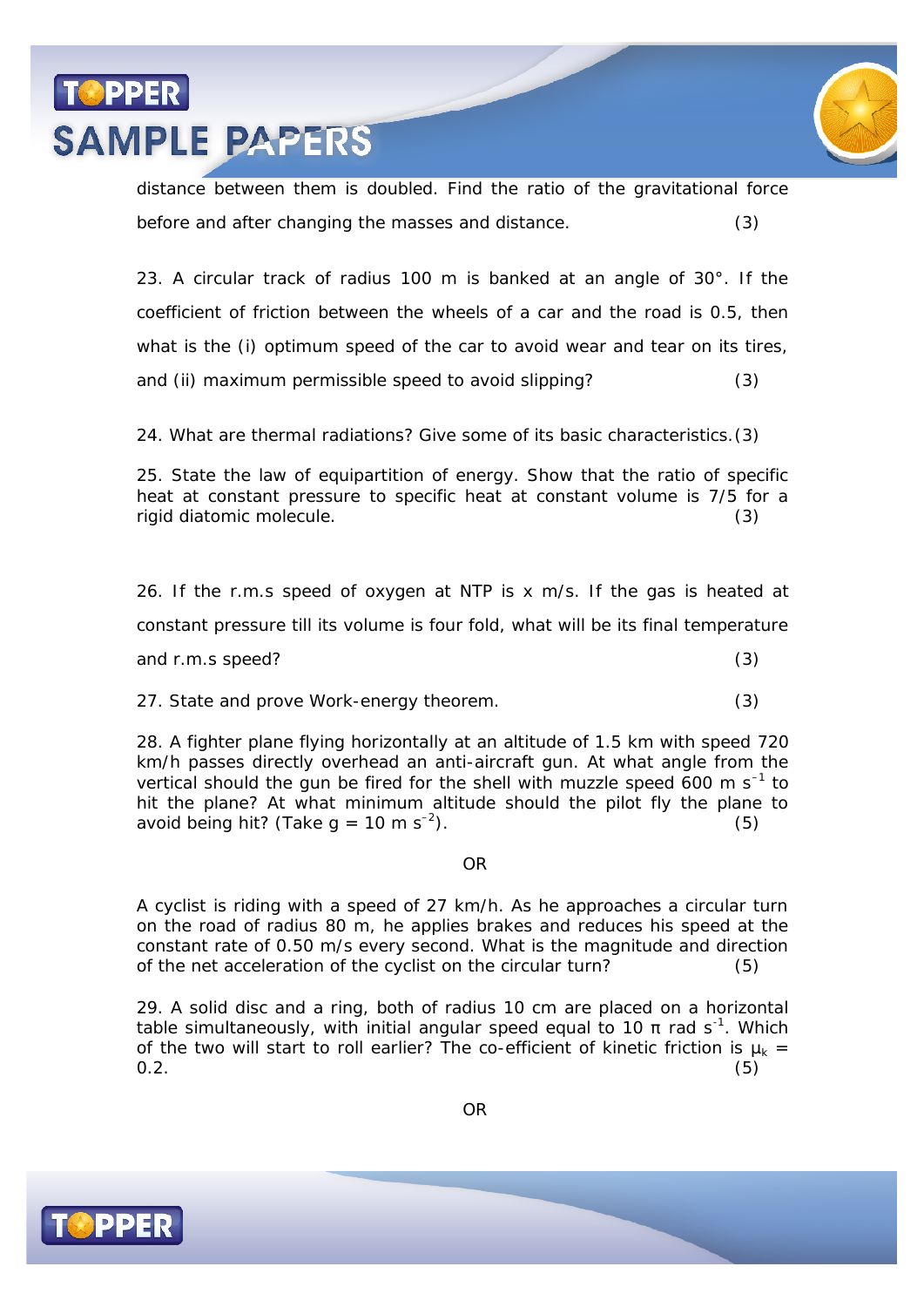distance between them is doubled. Find the ratio of the gravitational force before and after changing the masses and distance. (3)

23. A circular track of radius 100 m is banked at an angle of 30°. If the coefficient of friction between the wheels of a car and the road is 0.5, then what is the (i) optimum speed of the car to avoid wear and tear on its tires, and (ii) maximum permissible speed to avoid slipping? (3)

24. What are thermal radiations? Give some of its basic characteristics. (3)

25. State the law of equipartition of energy. Show that the ratio of specific heat at constant pressure to specific heat at constant volume is 7/5 for a rigid diatomic molecule. (3)

26. If the r.m.s speed of oxygen at NTP is x m/s. If the gas is heated at constant pressure till its volume is four fold, what will be its final temperature and r.m.s speed? (3)

27. State and prove Work-energy theorem. (3)

28. A fighter plane flying horizontally at an altitude of 1.5 km with speed 720 km/h passes directly overhead an anti-aircraft gun. At what angle from the vertical should the gun be fired for the shell with muzzle speed 600 m $s^{-1}$ to hit the plane? At what minimum altitude should the pilot fly the plane to avoid being hit? (Take g = 10 m $s^{-2}$). (5)

OR

A cyclist is riding with a speed of 27 km/h. As he approaches a circular turn on the road of radius 80 m, he applies brakes and reduces his speed at the constant rate of 0.50 m/s every second. What is the magnitude and direction of the net acceleration of the cyclist on the circular turn? (5)

29. A solid disc and a ring, both of radius 10 cm are placed on a horizontal table simultaneously, with initial angular speed equal to 10 π rad $s^{-1}$. Which of the two will start to roll earlier? The co-efficient of kinetic friction is $\mu_k$ = 0.2. (5)

OR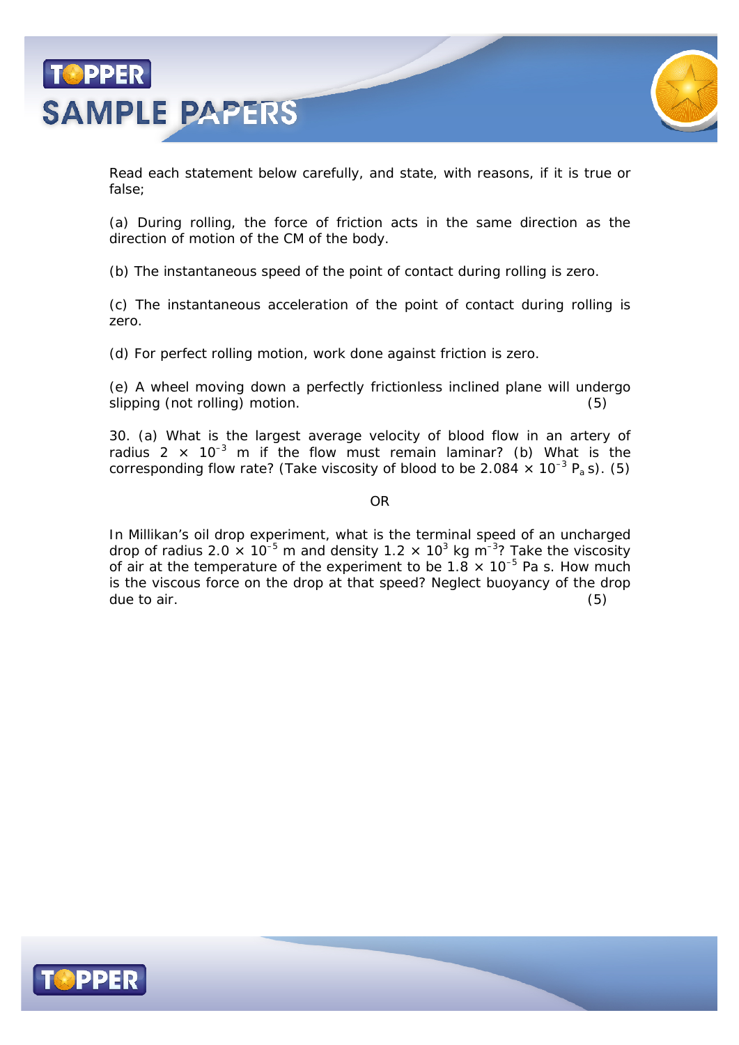Read each statement below carefully, and state, with reasons, if it is true or false;

(a) During rolling, the force of friction acts in the same direction as the direction of motion of the CM of the body.

(b) The instantaneous speed of the point of contact during rolling is zero.

(c) The instantaneous acceleration of the point of contact during rolling is zero.

(d) For perfect rolling motion, work done against friction is zero.

(e) A wheel moving down a perfectly frictionless inclined plane will undergo slipping (not rolling) motion. (5)

30. (a) What is the largest average velocity of blood flow in an artery of radius $2 \times 10^{-3}$ m if the flow must remain laminar? (b) What is the corresponding flow rate? (Take viscosity of blood to be $2.084 \times 10^{-3}$ $P_a$ s). (5)

OR

In Millikan's oil drop experiment, what is the terminal speed of an uncharged drop of radius $2.0 \times 10^{-5}$ m and density $1.2 \times 10^{3}$ kg m$^{-3}$? Take the viscosity of air at the temperature of the experiment to be $1.8 \times 10^{-5}$ Pa s. How much is the viscous force on the drop at that speed? Neglect buoyancy of the drop due to air. (5)